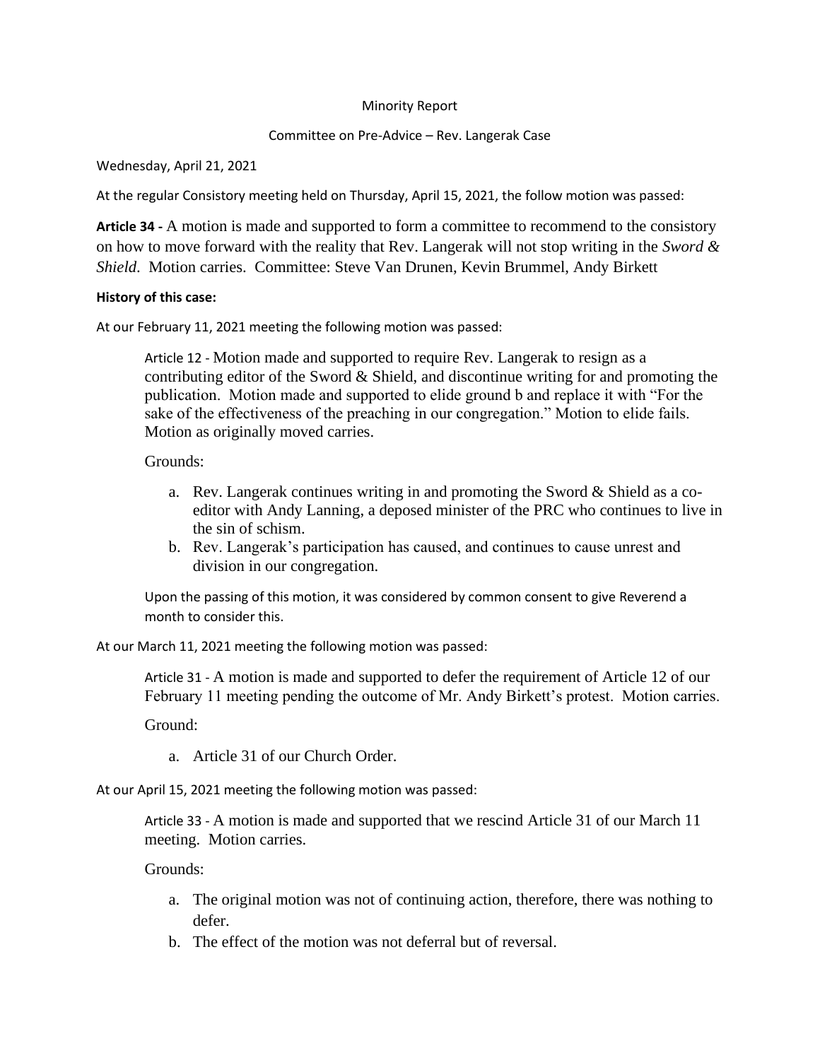Minority Report

Committee on Pre-Advice – Rev. Langerak Case

Wednesday, April 21, 2021

At the regular Consistory meeting held on Thursday, April 15, 2021, the follow motion was passed:

**Article 34 -** A motion is made and supported to form a committee to recommend to the consistory on how to move forward with the reality that Rev. Langerak will not stop writing in the *Sword & Shield*. Motion carries. Committee: Steve Van Drunen, Kevin Brummel, Andy Birkett

**History of this case:**

At our February 11, 2021 meeting the following motion was passed:

> Article 12 - Motion made and supported to require Rev. Langerak to resign as a contributing editor of the Sword & Shield, and discontinue writing for and promoting the publication. Motion made and supported to elide ground b and replace it with "For the sake of the effectiveness of the preaching in our congregation." Motion to elide fails. Motion as originally moved carries.
>
> Grounds:
>
> a. Rev. Langerak continues writing in and promoting the Sword & Shield as a co-editor with Andy Lanning, a deposed minister of the PRC who continues to live in the sin of schism.
> b. Rev. Langerak's participation has caused, and continues to cause unrest and division in our congregation.
>
> Upon the passing of this motion, it was considered by common consent to give Reverend a month to consider this.

At our March 11, 2021 meeting the following motion was passed:

> Article 31 - A motion is made and supported to defer the requirement of Article 12 of our February 11 meeting pending the outcome of Mr. Andy Birkett's protest. Motion carries.
>
> Ground:
>
> a. Article 31 of our Church Order.

At our April 15, 2021 meeting the following motion was passed:

> Article 33 - A motion is made and supported that we rescind Article 31 of our March 11 meeting. Motion carries.
>
> Grounds:
>
> a. The original motion was not of continuing action, therefore, there was nothing to defer.
> b. The effect of the motion was not deferral but of reversal.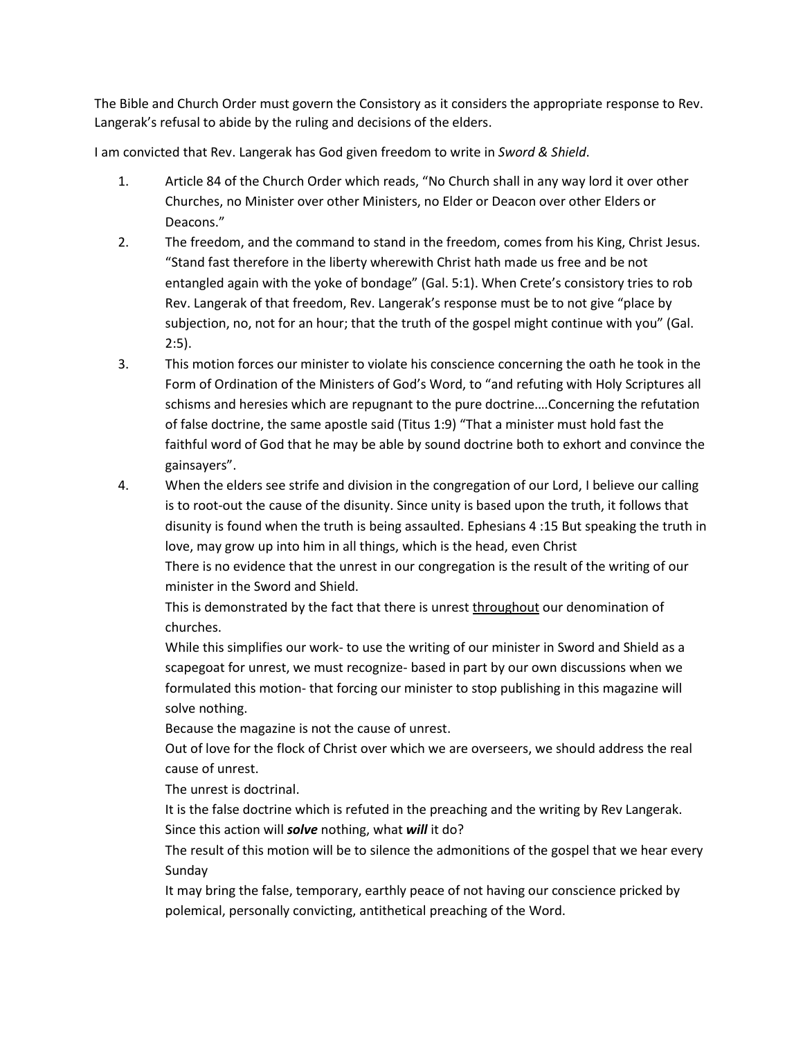The Bible and Church Order must govern the Consistory as it considers the appropriate response to Rev. Langerak's refusal to abide by the ruling and decisions of the elders.

I am convicted that Rev. Langerak has God given freedom to write in *Sword & Shield*.

1. Article 84 of the Church Order which reads, "No Church shall in any way lord it over other Churches, no Minister over other Ministers, no Elder or Deacon over other Elders or Deacons."
2. The freedom, and the command to stand in the freedom, comes from his King, Christ Jesus. "Stand fast therefore in the liberty wherewith Christ hath made us free and be not entangled again with the yoke of bondage" (Gal. 5:1). When Crete's consistory tries to rob Rev. Langerak of that freedom, Rev. Langerak's response must be to not give "place by subjection, no, not for an hour; that the truth of the gospel might continue with you" (Gal. 2:5).
3. This motion forces our minister to violate his conscience concerning the oath he took in the Form of Ordination of the Ministers of God's Word, to "and refuting with Holy Scriptures all schisms and heresies which are repugnant to the pure doctrine.…Concerning the refutation of false doctrine, the same apostle said (Titus 1:9) "That a minister must hold fast the faithful word of God that he may be able by sound doctrine both to exhort and convince the gainsayers".
4. When the elders see strife and division in the congregation of our Lord, I believe our calling is to root-out the cause of the disunity. Since unity is based upon the truth, it follows that disunity is found when the truth is being assaulted. Ephesians 4 :15 But speaking the truth in love, may grow up into him in all things, which is the head, even Christ

   There is no evidence that the unrest in our congregation is the result of the writing of our minister in the Sword and Shield.

   This is demonstrated by the fact that there is unrest <u>throughout</u> our denomination of churches.

   While this simplifies our work- to use the writing of our minister in Sword and Shield as a scapegoat for unrest, we must recognize- based in part by our own discussions when we formulated this motion- that forcing our minister to stop publishing in this magazine will solve nothing.

   Because the magazine is not the cause of unrest.

   Out of love for the flock of Christ over which we are overseers, we should address the real cause of unrest.

   The unrest is doctrinal.

   It is the false doctrine which is refuted in the preaching and the writing by Rev Langerak.

   Since this action will ***solve*** nothing, what ***will*** it do?

   The result of this motion will be to silence the admonitions of the gospel that we hear every Sunday

   It may bring the false, temporary, earthly peace of not having our conscience pricked by polemical, personally convicting, antithetical preaching of the Word.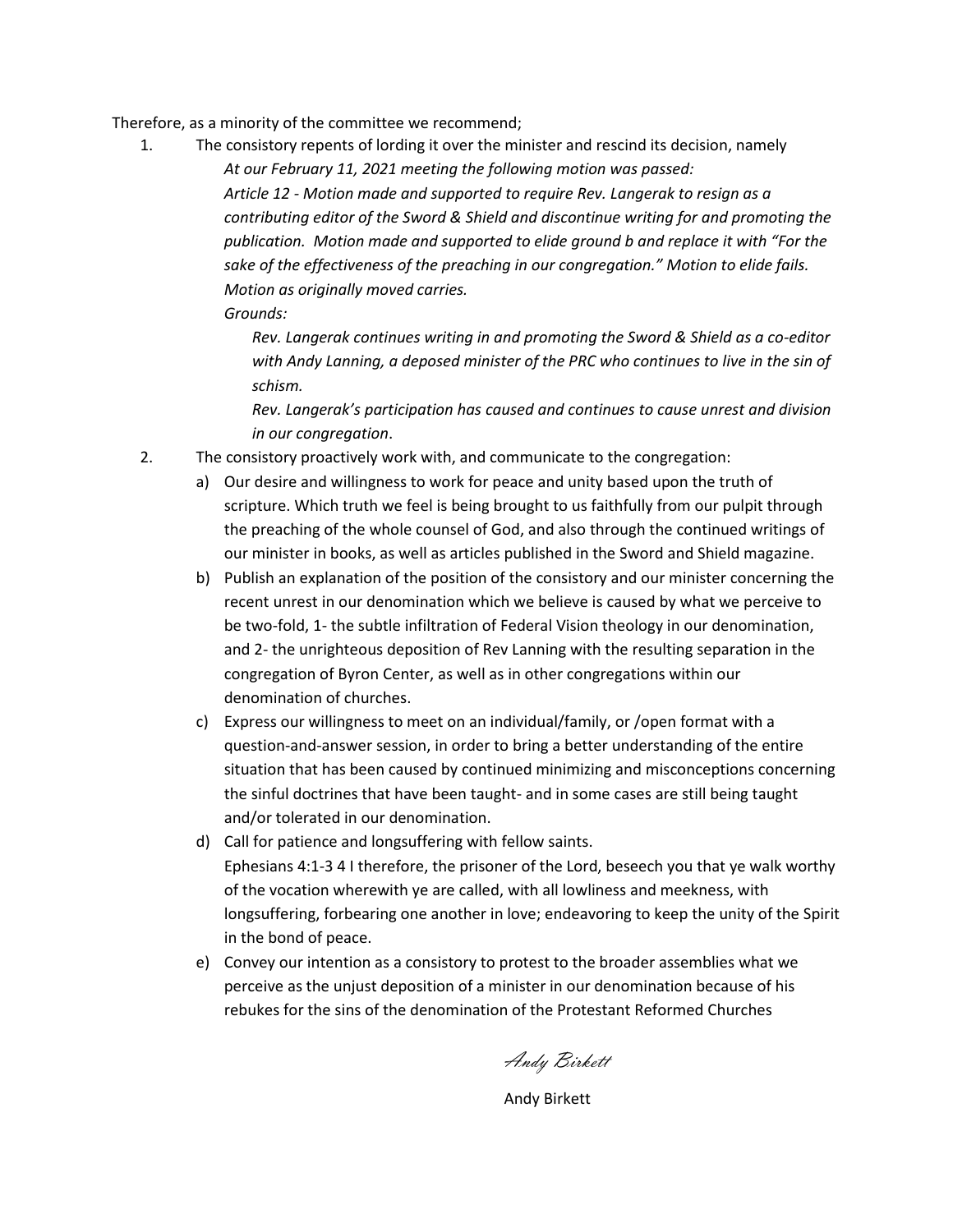Therefore, as a minority of the committee we recommend;

1. The consistory repents of lording it over the minister and rescind its decision, namely

   *At our February 11, 2021 meeting the following motion was passed:*
   *Article 12 - Motion made and supported to require Rev. Langerak to resign as a contributing editor of the Sword & Shield and discontinue writing for and promoting the publication. Motion made and supported to elide ground b and replace it with "For the sake of the effectiveness of the preaching in our congregation." Motion to elide fails. Motion as originally moved carries.*
   *Grounds:*

   *Rev. Langerak continues writing in and promoting the Sword & Shield as a co-editor with Andy Lanning, a deposed minister of the PRC who continues to live in the sin of schism.*

   *Rev. Langerak's participation has caused and continues to cause unrest and division in our congregation*.

2. The consistory proactively work with, and communicate to the congregation:
   a) Our desire and willingness to work for peace and unity based upon the truth of scripture. Which truth we feel is being brought to us faithfully from our pulpit through the preaching of the whole counsel of God, and also through the continued writings of our minister in books, as well as articles published in the Sword and Shield magazine.
   b) Publish an explanation of the position of the consistory and our minister concerning the recent unrest in our denomination which we believe is caused by what we perceive to be two-fold, 1- the subtle infiltration of Federal Vision theology in our denomination, and 2- the unrighteous deposition of Rev Lanning with the resulting separation in the congregation of Byron Center, as well as in other congregations within our denomination of churches.
   c) Express our willingness to meet on an individual/family, or /open format with a question-and-answer session, in order to bring a better understanding of the entire situation that has been caused by continued minimizing and misconceptions concerning the sinful doctrines that have been taught- and in some cases are still being taught and/or tolerated in our denomination.
   d) Call for patience and longsuffering with fellow saints.
   Ephesians 4:1-3 4 I therefore, the prisoner of the Lord, beseech you that ye walk worthy of the vocation wherewith ye are called, with all lowliness and meekness, with longsuffering, forbearing one another in love; endeavoring to keep the unity of the Spirit in the bond of peace.
   e) Convey our intention as a consistory to protest to the broader assemblies what we perceive as the unjust deposition of a minister in our denomination because of his rebukes for the sins of the denomination of the Protestant Reformed Churches

*Andy Birkett*

Andy Birkett